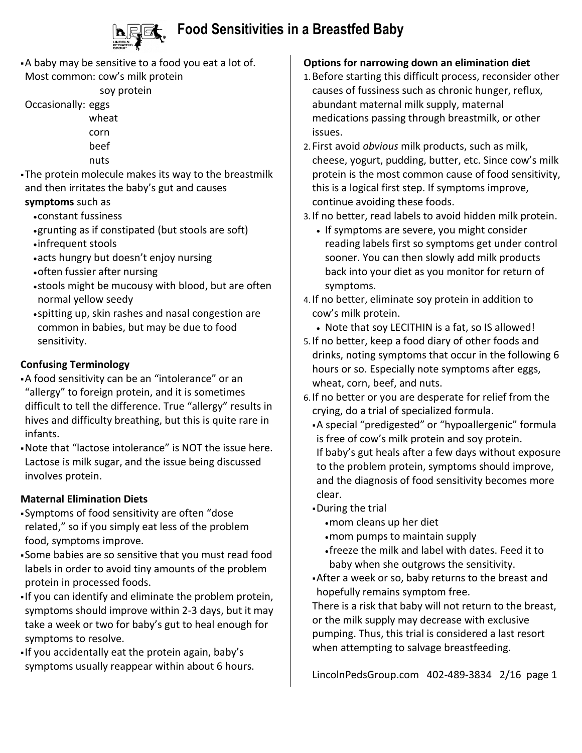# Food Sensitivities in a Breastfed Baby

- A baby may be sensitive to a food you eat a lot of.
  Most common: cow's milk protein
  soy protein
  Occasionally: eggs
  wheat
  corn
  beef
  nuts
- The protein molecule makes its way to the breastmilk and then irritates the baby's gut and causes **symptoms** such as
  - constant fussiness
  - grunting as if constipated (but stools are soft)
  - infrequent stools
  - acts hungry but doesn't enjoy nursing
  - often fussier after nursing
  - stools might be mucousy with blood, but are often normal yellow seedy
  - spitting up, skin rashes and nasal congestion are common in babies, but may be due to food sensitivity.

**Confusing Terminology**

- A food sensitivity can be an "intolerance" or an "allergy" to foreign protein, and it is sometimes difficult to tell the difference. True "allergy" results in hives and difficulty breathing, but this is quite rare in infants.
- Note that "lactose intolerance" is NOT the issue here. Lactose is milk sugar, and the issue being discussed involves protein.

**Maternal Elimination Diets**

- Symptoms of food sensitivity are often "dose related," so if you simply eat less of the problem food, symptoms improve.
- Some babies are so sensitive that you must read food labels in order to avoid tiny amounts of the problem protein in processed foods.
- If you can identify and eliminate the problem protein, symptoms should improve within 2-3 days, but it may take a week or two for baby's gut to heal enough for symptoms to resolve.
- If you accidentally eat the protein again, baby's symptoms usually reappear within about 6 hours.

**Options for narrowing down an elimination diet**

1. Before starting this difficult process, reconsider other causes of fussiness such as chronic hunger, reflux, abundant maternal milk supply, maternal medications passing through breastmilk, or other issues.
2. First avoid *obvious* milk products, such as milk, cheese, yogurt, pudding, butter, etc. Since cow's milk protein is the most common cause of food sensitivity, this is a logical first step. If symptoms improve, continue avoiding these foods.
3. If no better, read labels to avoid hidden milk protein.
   - If symptoms are severe, you might consider reading labels first so symptoms get under control sooner. You can then slowly add milk products back into your diet as you monitor for return of symptoms.
4. If no better, eliminate soy protein in addition to cow's milk protein.
   - Note that soy LECITHIN is a fat, so IS allowed!
5. If no better, keep a food diary of other foods and drinks, noting symptoms that occur in the following 6 hours or so. Especially note symptoms after eggs, wheat, corn, beef, and nuts.
6. If no better or you are desperate for relief from the crying, do a trial of specialized formula.
   - A special "predigested" or "hypoallergenic" formula is free of cow's milk protein and soy protein. If baby's gut heals after a few days without exposure to the problem protein, symptoms should improve, and the diagnosis of food sensitivity becomes more clear.
   - During the trial
     - mom cleans up her diet
     - mom pumps to maintain supply
     - freeze the milk and label with dates. Feed it to baby when she outgrows the sensitivity.
   - After a week or so, baby returns to the breast and hopefully remains symptom free.

   There is a risk that baby will not return to the breast, or the milk supply may decrease with exclusive pumping. Thus, this trial is considered a last resort when attempting to salvage breastfeeding.

LincolnPedsGroup.com 402-489-3834 2/16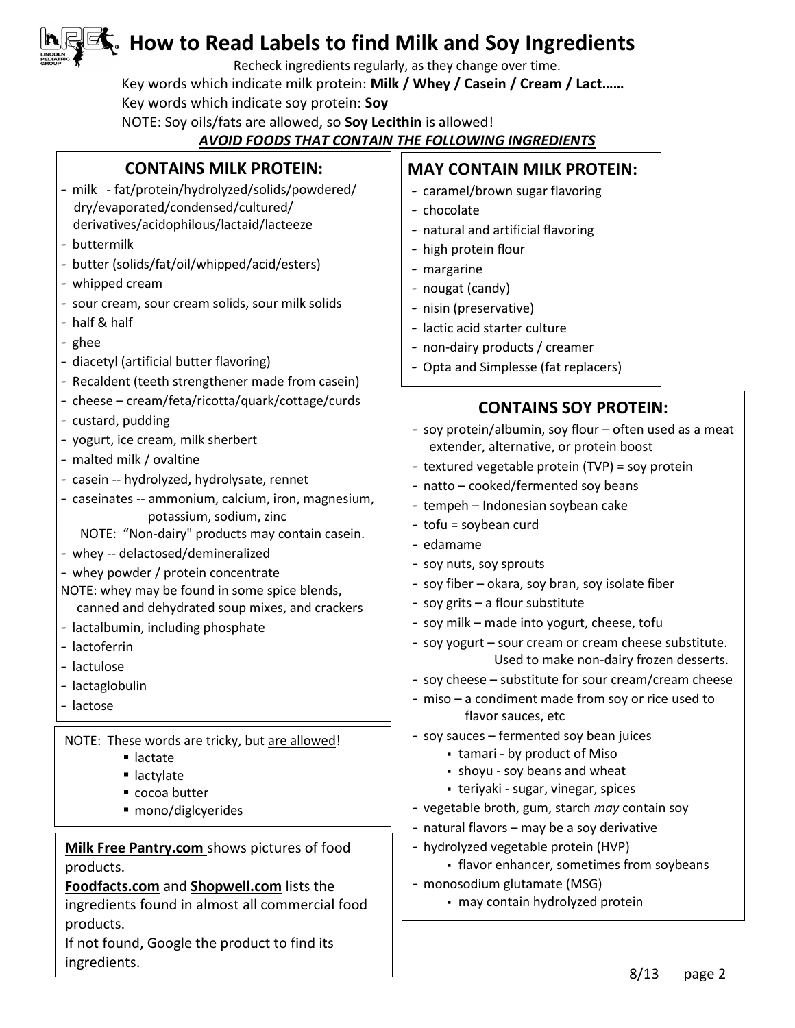# How to Read Labels to find Milk and Soy Ingredients

Recheck ingredients regularly, as they change over time.

Key words which indicate milk protein: **Milk / Whey / Casein / Cream / Lact……**

Key words which indicate soy protein: **Soy**

NOTE: Soy oils/fats are allowed, so **Soy Lecithin** is allowed!

***AVOID FOODS THAT CONTAIN THE FOLLOWING INGREDIENTS***

## CONTAINS MILK PROTEIN:

- milk - fat/protein/hydrolyzed/solids/powdered/dry/evaporated/condensed/cultured/derivatives/acidophilous/lactaid/lacteeze
- buttermilk
- butter (solids/fat/oil/whipped/acid/esters)
- whipped cream
- sour cream, sour cream solids, sour milk solids
- half & half
- ghee
- diacetyl (artificial butter flavoring)
- Recaldent (teeth strengthener made from casein)
- cheese – cream/feta/ricotta/quark/cottage/curds
- custard, pudding
- yogurt, ice cream, milk sherbert
- malted milk / ovaltine
- casein -- hydrolyzed, hydrolysate, rennet
- caseinates -- ammonium, calcium, iron, magnesium, potassium, sodium, zinc

  NOTE: "Non-dairy" products may contain casein.
- whey -- delactosed/demineralized
- whey powder / protein concentrate

NOTE: whey may be found in some spice blends, canned and dehydrated soup mixes, and crackers

- lactalbumin, including phosphate
- lactoferrin
- lactulose
- lactaglobulin
- lactose

NOTE: These words are tricky, but <u>are allowed</u>!

- lactate
- lactylate
- cocoa butter
- mono/diglcyerides

**<u>Milk Free Pantry.com</u>** shows pictures of food products.
**<u>Foodfacts.com</u>** and **<u>Shopwell.com</u>** lists the ingredients found in almost all commercial food products.
If not found, Google the product to find its ingredients.

## MAY CONTAIN MILK PROTEIN:

- caramel/brown sugar flavoring
- chocolate
- natural and artificial flavoring
- high protein flour
- margarine
- nougat (candy)
- nisin (preservative)
- lactic acid starter culture
- non-dairy products / creamer
- Opta and Simplesse (fat replacers)

## CONTAINS SOY PROTEIN:

- soy protein/albumin, soy flour – often used as a meat extender, alternative, or protein boost
- textured vegetable protein (TVP) = soy protein
- natto – cooked/fermented soy beans
- tempeh – Indonesian soybean cake
- tofu = soybean curd
- edamame
- soy nuts, soy sprouts
- soy fiber – okara, soy bran, soy isolate fiber
- soy grits – a flour substitute
- soy milk – made into yogurt, cheese, tofu
- soy yogurt – sour cream or cream cheese substitute. Used to make non-dairy frozen desserts.
- soy cheese – substitute for sour cream/cream cheese
- miso – a condiment made from soy or rice used to flavor sauces, etc
- soy sauces – fermented soy bean juices
  - tamari - by product of Miso
  - shoyu - soy beans and wheat
  - teriyaki - sugar, vinegar, spices
- vegetable broth, gum, starch *may* contain soy
- natural flavors – may be a soy derivative
- hydrolyzed vegetable protein (HVP)
  - flavor enhancer, sometimes from soybeans
- monosodium glutamate (MSG)
  - may contain hydrolyzed protein

8/13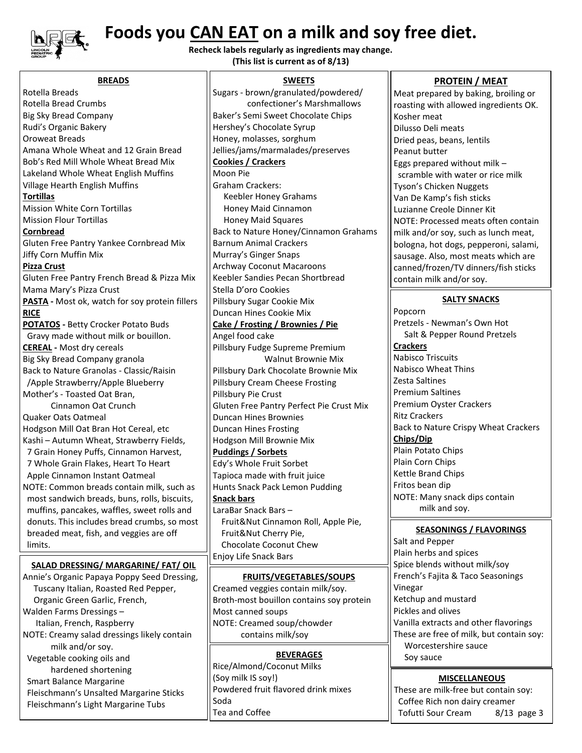# Foods you CAN EAT on a milk and soy free diet.

**Recheck labels regularly as ingredients may change.**
**(This list is current as of 8/13)**

## BREADS

Rotella Breads
Rotella Bread Crumbs
Big Sky Bread Company
Rudi's Organic Bakery
Oroweat Breads
Amana Whole Wheat and 12 Grain Bread
Bob's Red Mill Whole Wheat Bread Mix
Lakeland Whole Wheat English Muffins
Village Hearth English Muffins

**Tortillas**

Mission White Corn Tortillas
Mission Flour Tortillas

**Cornbread**

Gluten Free Pantry Yankee Cornbread Mix
Jiffy Corn Muffin Mix

**Pizza Crust**

Gluten Free Pantry French Bread & Pizza Mix
Mama Mary's Pizza Crust

**PASTA -** Most ok, watch for soy protein fillers

**RICE**

**POTATOS -** Betty Crocker Potato Buds
Gravy made without milk or bouillon.

**CEREAL -** Most dry cereals

Big Sky Bread Company granola
Back to Nature Granolas - Classic/Raisin /Apple Strawberry/Apple Blueberry
Mother's - Toasted Oat Bran, Cinnamon Oat Crunch
Quaker Oats Oatmeal
Hodgson Mill Oat Bran Hot Cereal, etc
Kashi – Autumn Wheat, Strawberry Fields, 7 Grain Honey Puffs, Cinnamon Harvest, 7 Whole Grain Flakes, Heart To Heart Apple Cinnamon Instant Oatmeal

NOTE: Common breads contain milk, such as most sandwich breads, buns, rolls, biscuits, muffins, pancakes, waffles, sweet rolls and donuts. This includes bread crumbs, so most breaded meat, fish, and veggies are off limits.

## SALAD DRESSING/ MARGARINE/ FAT/ OIL

Annie's Organic Papaya Poppy Seed Dressing, Tuscany Italian, Roasted Red Pepper, Organic Green Garlic, French,
Walden Farms Dressings – Italian, French, Raspberry
NOTE: Creamy salad dressings likely contain milk and/or soy.
Vegetable cooking oils and hardened shortening
Smart Balance Margarine
Fleischmann's Unsalted Margarine Sticks
Fleischmann's Light Margarine Tubs

## SWEETS

Sugars - brown/granulated/powdered/ confectioner's Marshmallows
Baker's Semi Sweet Chocolate Chips
Hershey's Chocolate Syrup
Honey, molasses, sorghum
Jellies/jams/marmalades/preserves

**Cookies / Crackers**

Moon Pie
Graham Crackers:
Keebler Honey Grahams
Honey Maid Cinnamon
Honey Maid Squares
Back to Nature Honey/Cinnamon Grahams
Barnum Animal Crackers
Murray's Ginger Snaps
Archway Coconut Macaroons
Keebler Sandies Pecan Shortbread
Stella D'oro Cookies
Pillsbury Sugar Cookie Mix
Duncan Hines Cookie Mix

**Cake / Frosting / Brownies / Pie**

Angel food cake
Pillsbury Fudge Supreme Premium Walnut Brownie Mix
Pillsbury Dark Chocolate Brownie Mix
Pillsbury Cream Cheese Frosting
Pillsbury Pie Crust
Gluten Free Pantry Perfect Pie Crust Mix
Duncan Hines Brownies
Duncan Hines Frosting
Hodgson Mill Brownie Mix

**Puddings / Sorbets**

Edy's Whole Fruit Sorbet
Tapioca made with fruit juice
Hunts Snack Pack Lemon Pudding

**Snack bars**

LaraBar Snack Bars – Fruit&Nut Cinnamon Roll, Apple Pie, Fruit&Nut Cherry Pie, Chocolate Coconut Chew
Enjoy Life Snack Bars

## FRUITS/VEGETABLES/SOUPS

Creamed veggies contain milk/soy.
Broth-most bouillon contains soy protein
Most canned soups
NOTE: Creamed soup/chowder contains milk/soy

## BEVERAGES

Rice/Almond/Coconut Milks
(Soy milk IS soy!)
Powdered fruit flavored drink mixes
Soda
Tea and Coffee

## PROTEIN / MEAT

Meat prepared by baking, broiling or roasting with allowed ingredients OK.
Kosher meat
Dilusso Deli meats
Dried peas, beans, lentils
Peanut butter
Eggs prepared without milk – scramble with water or rice milk
Tyson's Chicken Nuggets
Van De Kamp's fish sticks
Luzianne Creole Dinner Kit
NOTE: Processed meats often contain milk and/or soy, such as lunch meat, bologna, hot dogs, pepperoni, salami, sausage. Also, most meats which are canned/frozen/TV dinners/fish sticks contain milk and/or soy.

## SALTY SNACKS

Popcorn
Pretzels - Newman's Own Hot Salt & Pepper Round Pretzels

**Crackers**

Nabisco Triscuits
Nabisco Wheat Thins
Zesta Saltines
Premium Saltines
Premium Oyster Crackers
Ritz Crackers
Back to Nature Crispy Wheat Crackers

**Chips/Dip**

Plain Potato Chips
Plain Corn Chips
Kettle Brand Chips
Fritos bean dip
NOTE: Many snack dips contain milk and soy.

## SEASONINGS / FLAVORINGS

Salt and Pepper
Plain herbs and spices
Spice blends without milk/soy
French's Fajita & Taco Seasonings
Vinegar
Ketchup and mustard
Pickles and olives
Vanilla extracts and other flavorings
These are free of milk, but contain soy:
Worcestershire sauce
Soy sauce

## MISCELLANEOUS

These are milk-free but contain soy:
Coffee Rich non dairy creamer
Tofutti Sour Cream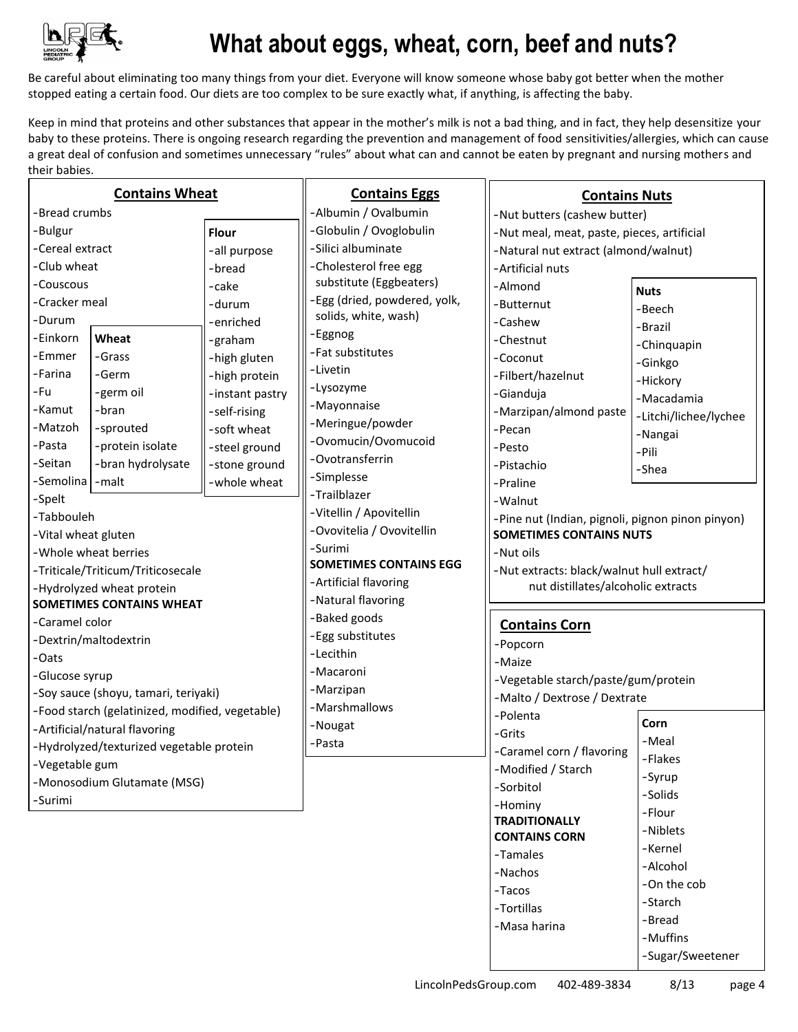# What about eggs, wheat, corn, beef and nuts?

Be careful about eliminating too many things from your diet. Everyone will know someone whose baby got better when the mother stopped eating a certain food. Our diets are too complex to be sure exactly what, if anything, is affecting the baby.

Keep in mind that proteins and other substances that appear in the mother's milk is not a bad thing, and in fact, they help desensitize your baby to these proteins. There is ongoing research regarding the prevention and management of food sensitivities/allergies, which can cause a great deal of confusion and sometimes unnecessary "rules" about what can and cannot be eaten by pregnant and nursing mothers and their babies.

## Contains Wheat

- Bread crumbs
- Bulgur
- Cereal extract
- Club wheat
- Couscous
- Cracker meal
- Durum
- Einkorn
- Emmer
- Farina
- Fu
- Kamut
- Matzoh
- Pasta
- Seitan
- Semolina
- Spelt
- Tabbouleh
- Vital wheat gluten
- Whole wheat berries
- Triticale/Triticum/Triticosecale
- Hydrolyzed wheat protein

**Wheat**
- Grass
- Germ
- germ oil
- bran
- sprouted
- protein isolate
- bran hydrolysate
- malt

**Flour**
- all purpose
- bread
- cake
- durum
- enriched
- graham
- high gluten
- high protein
- instant pastry
- self-rising
- soft wheat
- steel ground
- stone ground
- whole wheat

**SOMETIMES CONTAINS WHEAT**
- Caramel color
- Dextrin/maltodextrin
- Oats
- Glucose syrup
- Soy sauce (shoyu, tamari, teriyaki)
- Food starch (gelatinized, modified, vegetable)
- Artificial/natural flavoring
- Hydrolyzed/texturized vegetable protein
- Vegetable gum
- Monosodium Glutamate (MSG)
- Surimi

## Contains Eggs

- Albumin / Ovalbumin
- Globulin / Ovoglobulin
- Silici albuminate
- Cholesterol free egg substitute (Eggbeaters)
- Egg (dried, powdered, yolk, solids, white, wash)
- Eggnog
- Fat substitutes
- Livetin
- Lysozyme
- Mayonnaise
- Meringue/powder
- Ovomucin/Ovomucoid
- Ovotransferrin
- Simplesse
- Trailblazer
- Vitellin / Apovitellin
- Ovovitelia / Ovovitellin
- Surimi

**SOMETIMES CONTAINS EGG**
- Artificial flavoring
- Natural flavoring
- Baked goods
- Egg substitutes
- Lecithin
- Macaroni
- Marzipan
- Marshmallows
- Nougat
- Pasta

## Contains Nuts

- Nut butters (cashew butter)
- Nut meal, meat, paste, pieces, artificial
- Natural nut extract (almond/walnut)
- Artificial nuts
- Almond
- Butternut
- Cashew
- Chestnut
- Coconut
- Filbert/hazelnut
- Gianduja
- Marzipan/almond paste
- Pecan
- Pesto
- Pistachio
- Praline
- Walnut
- Pine nut (Indian, pignoli, pignon pinon pinyon)

**Nuts**
- Beech
- Brazil
- Chinquapin
- Ginkgo
- Hickory
- Macadamia
- Litchi/lichee/lychee
- Nangai
- Pili
- Shea

**SOMETIMES CONTAINS NUTS**
- Nut oils
- Nut extracts: black/walnut hull extract/ nut distillates/alcoholic extracts

## Contains Corn

- Popcorn
- Maize
- Vegetable starch/paste/gum/protein
- Malto / Dextrose / Dextrate
- Polenta
- Grits
- Caramel corn / flavoring
- Modified / Starch
- Sorbitol
- Hominy

**Corn**
- Meal
- Flakes
- Syrup
- Solids
- Flour
- Niblets
- Kernel
- Alcohol
- On the cob
- Starch
- Bread
- Muffins
- Sugar/Sweetener

**TRADITIONALLY CONTAINS CORN**
- Tamales
- Nachos
- Tacos
- Tortillas
- Masa harina